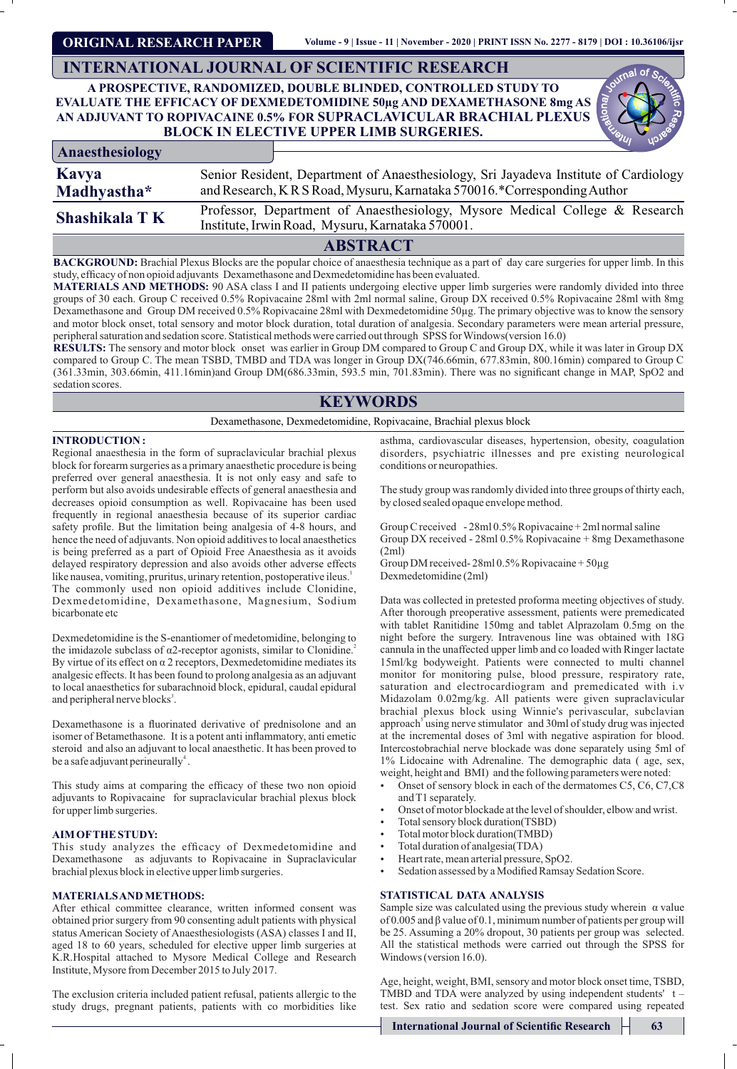ORIGINAL RESEARCH PAPER

INTERNATIONAL JOURNAL OF SCIENTIFIC RESEARCH

# A PROSPECTIVE, RANDOMIZED, DOUBLE BLINDED, CONTROLLED STUDY TO EVALUATE THE EFFICACY OF DEXMEDETOMIDINE 50µg AND DEXAMETHASONE 8mg AS AN ADJUVANT TO ROPIVACAINE 0.5% FOR SUPRACLAVICULAR BRACHIAL PLEXUS BLOCK IN ELECTIVE UPPER LIMB SURGERIES.

**Anaesthesiology**

**Kavya Madhyastha*** — Senior Resident, Department of Anaesthesiology, Sri Jayadeva Institute of Cardiology and Research, K R S Road, Mysuru, Karnataka 570016.*Corresponding Author

**Shashikala T K** — Professor, Department of Anaesthesiology, Mysore Medical College & Research Institute, Irwin Road, Mysuru, Karnataka 570001.

## ABSTRACT

**BACKGROUND:** Brachial Plexus Blocks are the popular choice of anaesthesia technique as a part of day care surgeries for upper limb. In this study, efficacy of non opioid adjuvants Dexamethasone and Dexmedetomidine has been evaluated.

**MATERIALS AND METHODS:** 90 ASA class I and II patients undergoing elective upper limb surgeries were randomly divided into three groups of 30 each. Group C received 0.5% Ropivacaine 28ml with 2ml normal saline, Group DX received 0.5% Ropivacaine 28ml with 8mg Dexamethasone and Group DM received 0.5% Ropivacaine 28ml with Dexmedetomidine 50µg. The primary objective was to know the sensory and motor block onset, total sensory and motor block duration, total duration of analgesia. Secondary parameters were mean arterial pressure, peripheral saturation and sedation score. Statistical methods were carried out through SPSS for Windows(version 16.0)

**RESULTS:** The sensory and motor block onset was earlier in Group DM compared to Group C and Group DX, while it was later in Group DX compared to Group C. The mean TSBD, TMBD and TDA was longer in Group DX(746.66min, 677.83min, 800.16min) compared to Group C (361.33min, 303.66min, 411.16min)and Group DM(686.33min, 593.5 min, 701.83min). There was no significant change in MAP, SpO2 and sedation scores.

## KEYWORDS

Dexamethasone, Dexmedetomidine, Ropivacaine, Brachial plexus block

## INTRODUCTION :

Regional anaesthesia in the form of supraclavicular brachial plexus block for forearm surgeries as a primary anaesthetic procedure is being preferred over general anaesthesia. It is not only easy and safe to perform but also avoids undesirable effects of general anaesthesia and decreases opioid consumption as well. Ropivacaine has been used frequently in regional anaesthesia because of its superior cardiac safety profile. But the limitation being analgesia of 4-8 hours, and hence the need of adjuvants. Non opioid additives to local anaesthetics is being preferred as a part of Opioid Free Anaesthesia as it avoids delayed respiratory depression and also avoids other adverse effects like nausea, vomiting, pruritus, urinary retention, postoperative ileus.[1] The commonly used non opioid additives include Clonidine, Dexmedetomidine, Dexamethasone, Magnesium, Sodium bicarbonate etc

Dexmedetomidine is the S-enantiomer of medetomidine, belonging to the imidazole subclass of $\alpha 2$-receptor agonists, similar to Clonidine.[2] By virtue of its effect on $\alpha$ 2 receptors, Dexmedetomidine mediates its analgesic effects. It has been found to prolong analgesia as an adjuvant to local anaesthetics for subarachnoid block, epidural, caudal epidural and peripheral nerve blocks[3].

Dexamethasone is a fluorinated derivative of prednisolone and an isomer of Betamethasone. It is a potent anti inflammatory, anti emetic steroid and also an adjuvant to local anaesthetic. It has been proved to be a safe adjuvant perineurally[4].

This study aims at comparing the efficacy of these two non opioid adjuvants to Ropivacaine for supraclavicular brachial plexus block for upper limb surgeries.

### AIM OF THE STUDY:

This study analyzes the efficacy of Dexmedetomidine and Dexamethasone as adjuvants to Ropivacaine in Supraclavicular brachial plexus block in elective upper limb surgeries.

### MATERIALS AND METHODS:

After ethical committee clearance, written informed consent was obtained prior surgery from 90 consenting adult patients with physical status American Society of Anaesthesiologists (ASA) classes I and II, aged 18 to 60 years, scheduled for elective upper limb surgeries at K.R.Hospital attached to Mysore Medical College and Research Institute, Mysore from December 2015 to July 2017.

The exclusion criteria included patient refusal, patients allergic to the study drugs, pregnant patients, patients with co morbidities like asthma, cardiovascular diseases, hypertension, obesity, coagulation disorders, psychiatric illnesses and pre existing neurological conditions or neuropathies.

The study group was randomly divided into three groups of thirty each, by closed sealed opaque envelope method.

Group C received - 28ml 0.5% Ropivacaine + 2ml normal saline
Group DX received - 28ml 0.5% Ropivacaine + 8mg Dexamethasone (2ml)
Group DM received- 28ml 0.5% Ropivacaine + 50µg Dexmedetomidine (2ml)

Data was collected in pretested proforma meeting objectives of study. After thorough preoperative assessment, patients were premedicated with tablet Ranitidine 150mg and tablet Alprazolam 0.5mg on the night before the surgery. Intravenous line was obtained with 18G cannula in the unaffected upper limb and co loaded with Ringer lactate 15ml/kg bodyweight. Patients were connected to multi channel monitor for monitoring pulse, blood pressure, respiratory rate, saturation and electrocardiogram and premedicated with i.v Midazolam 0.02mg/kg. All patients were given supraclavicular brachial plexus block using Winnie's perivascular, subclavian approach[5] using nerve stimulator and 30ml of study drug was injected at the incremental doses of 3ml with negative aspiration for blood. Intercostobrachial nerve blockade was done separately using 5ml of 1% Lidocaine with Adrenaline. The demographic data ( age, sex, weight, height and BMI) and the following parameters were noted:

- Onset of sensory block in each of the dermatomes C5, C6, C7,C8 and T1 separately.
- Onset of motor blockade at the level of shoulder, elbow and wrist.
- Total sensory block duration(TSBD)
- Total motor block duration(TMBD)
- Total duration of analgesia(TDA)
- Heart rate, mean arterial pressure, SpO2.
- Sedation assessed by a Modified Ramsay Sedation Score.

### STATISTICAL DATA ANALYSIS

Sample size was calculated using the previous study wherein $\alpha$ value of 0.005 and $\beta$ value of 0.1, minimum number of patients per group will be 25. Assuming a 20% dropout, 30 patients per group was selected. All the statistical methods were carried out through the SPSS for Windows (version 16.0).

Age, height, weight, BMI, sensory and motor block onset time, TSBD, TMBD and TDA were analyzed by using independent students' t – test. Sex ratio and sedation score were compared using repeated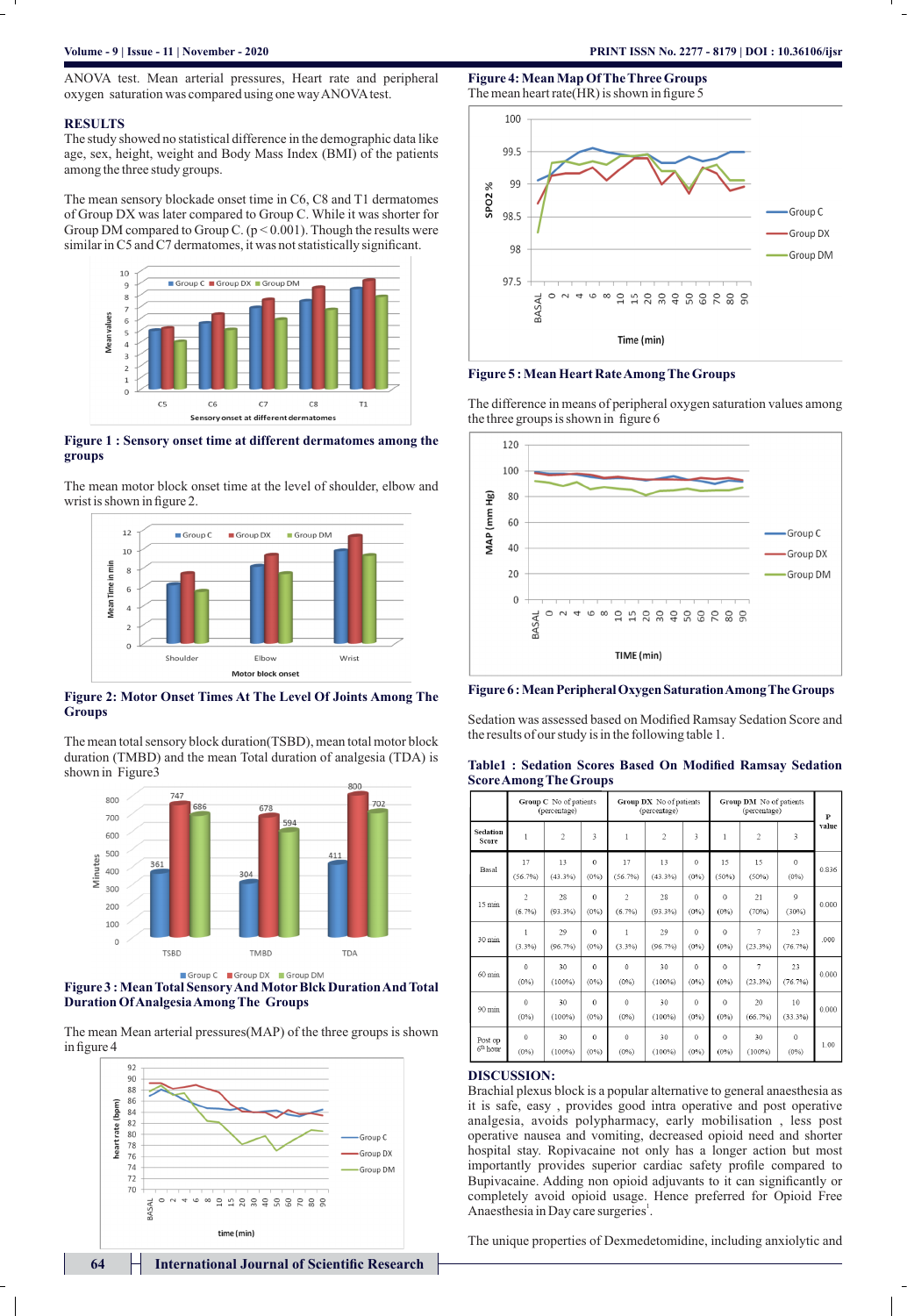ANOVA test. Mean arterial pressures, Heart rate and peripheral oxygen saturation was compared using one way ANOVA test.

## RESULTS

The study showed no statistical difference in the demographic data like age, sex, height, weight and Body Mass Index (BMI) of the patients among the three study groups.

The mean sensory blockade onset time in C6, C8 and T1 dermatomes of Group DX was later compared to Group C. While it was shorter for Group DM compared to Group C. ($p < 0.001$). Though the results were similar in C5 and C7 dermatomes, it was not statistically significant.

**Figure 1 : Sensory onset time at different dermatomes among the groups**

The mean motor block onset time at the level of shoulder, elbow and wrist is shown in figure 2.

**Figure 2: Motor Onset Times At The Level Of Joints Among The Groups**

The mean total sensory block duration(TSBD), the mean total motor block duration (TMBD) and the mean Total duration of analgesia (TDA) is shown in Figure3

**Figure 3 : Mean Total Sensory And Motor Blck Duration And Total Duration Of Analgesia Among The Groups**

The mean Mean arterial pressures(MAP) of the three groups is shown in figure 4

**Figure 4: Mean Map Of The Three Groups**

The mean heart rate(HR) is shown in figure 5

**Figure 5 : Mean Heart Rate Among The Groups**

The difference in means of peripheral oxygen saturation values among the three groups is shown in figure 6

**Figure 6 : Mean Peripheral Oxygen Saturation Among The Groups**

Sedation was assessed based on Modified Ramsay Sedation Score and the results of our study is in the following table 1.

**Table1 : Sedation Scores Based On Modified Ramsay Sedation Score Among The Groups**

| | Group C No of patients (percentage) | | | Group DX No of patients (percentage) | | | Group DM No of patients (percentage) | | | P value |
|---|---|---|---|---|---|---|---|---|---|---|
| Sedation Score | 1 | 2 | 3 | 1 | 2 | 3 | 1 | 2 | 3 | |
| Basal | 17 (56.7%) | 13 (43.3%) | 0 (0%) | 17 (56.7%) | 13 (43.3%) | 0 (0%) | 15 (50%) | 15 (50%) | 0 (0%) | 0.836 |
| 15 min | 2 (6.7%) | 28 (93.3%) | 0 (0%) | 2 (6.7%) | 28 (93.3%) | 0 (0%) | 0 (0%) | 21 (70%) | 9 (30%) | 0.000 |
| 30 min | 1 (3.3%) | 29 (96.7%) | 0 (0%) | 1 (3.3%) | 29 (96.7%) | 0 (0%) | 0 (0%) | 7 (23.3%) | 23 (76.7%) | .000 |
| 60 min | 0 (0%) | 30 (100%) | 0 (0%) | 0 (0%) | 30 (100%) | 0 (0%) | 0 (0%) | 7 (23.3%) | 23 (76.7%) | 0.000 |
| 90 min | 0 (0%) | 30 (100%) | 0 (0%) | 0 (0%) | 30 (100%) | 0 (0%) | 0 (0%) | 20 (66.7%) | 10 (33.3%) | 0.000 |
| Post op 6th hour | 0 (0%) | 30 (100%) | 0 (0%) | 0 (0%) | 30 (100%) | 0 (0%) | 0 (0%) | 30 (100%) | 0 (0%) | 1.00 |

## DISCUSSION:

Brachial plexus block is a popular alternative to general anaesthesia as it is safe, easy , provides good intra operative and post operative analgesia, avoids polypharmacy, early mobilisation , less post operative nausea and vomiting, decreased opioid need and shorter hospital stay. Ropivacaine not only has a longer action but most importantly provides superior cardiac safety profile compared to Bupivacaine. Adding non opioid adjuvants to it can significantly or completely avoid opioid usage. Hence preferred for Opioid Free Anaesthesia in Day care surgeries[1].

The unique properties of Dexmedetomidine, including anxiolytic and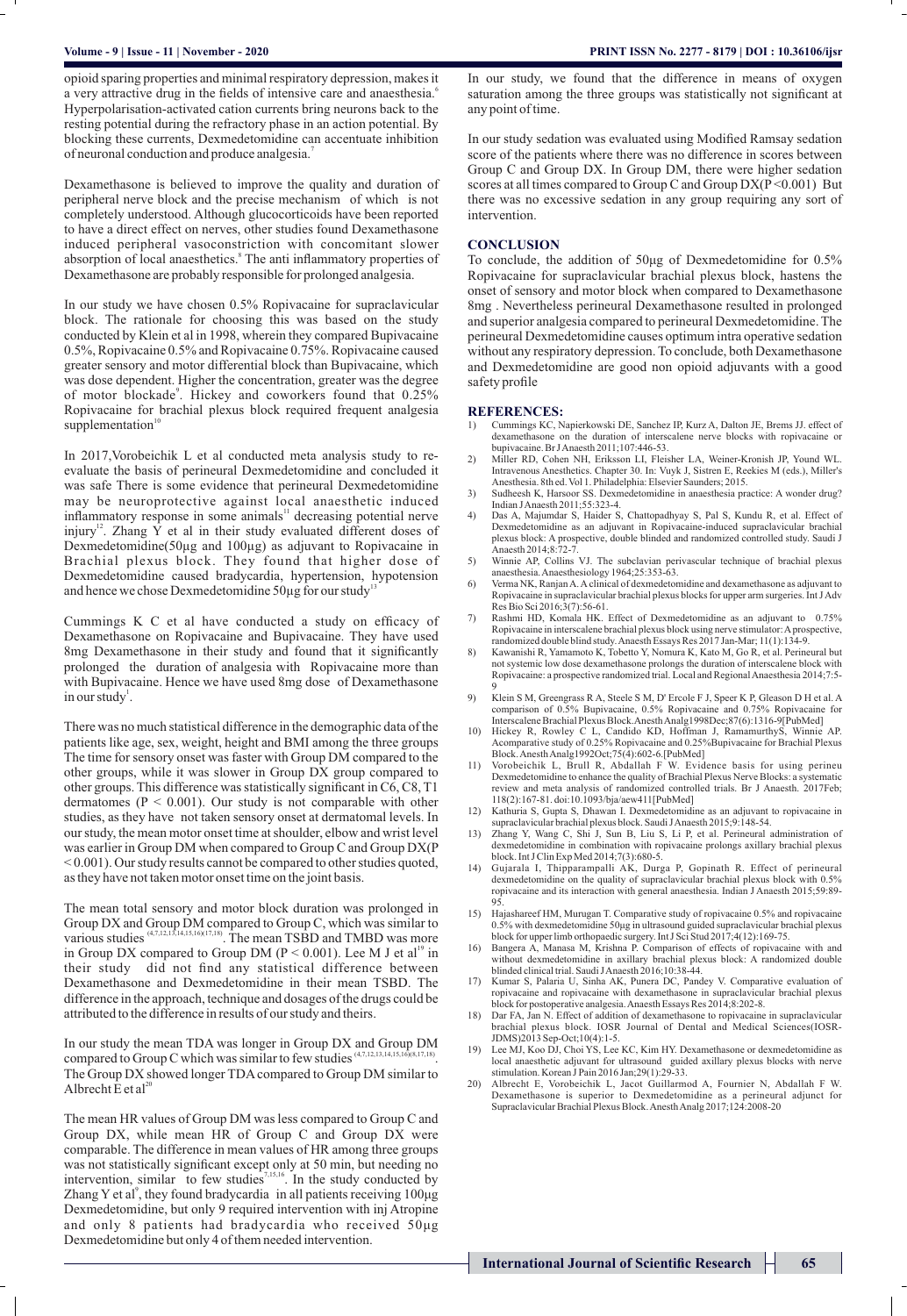opioid sparing properties and minimal respiratory depression, makes it a very attractive drug in the fields of intensive care and anaesthesia.[6] Hyperpolarisation-activated cation currents bring neurons back to the resting potential during the refractory phase in an action potential. By blocking these currents, Dexmedetomidine can accentuate inhibition of neuronal conduction and produce analgesia.[7]

Dexamethasone is believed to improve the quality and duration of peripheral nerve block and the precise mechanism of which is not completely understood. Although glucocorticoids have been reported to have a direct effect on nerves, other studies found Dexamethasone induced peripheral vasoconstriction with concomitant slower absorption of local anaesthetics.[8] The anti inflammatory properties of Dexamethasone are probably responsible for prolonged analgesia.

In our study we have chosen 0.5% Ropivacaine for supraclavicular block. The rationale for choosing this was based on the study conducted by Klein et al in 1998, wherein they compared Bupivacaine 0.5%, Ropivacaine 0.5% and Ropivacaine 0.75%. Ropivacaine caused greater sensory and motor differential block than Bupivacaine, which was dose dependent. Higher the concentration, greater was the degree of motor blockade[9]. Hickey and coworkers found that 0.25% Ropivacaine for brachial plexus block required frequent analgesia supplementation[10]

In 2017,Vorobeichik L et al conducted meta analysis study to re-evaluate the basis of perineural Dexmedetomidine and concluded it was safe There is some evidence that perineural Dexmedetomidine may be neuroprotective against local anaesthetic induced inflammatory response in some animals[11] decreasing potential nerve injury[12]. Zhang Y et al in their study evaluated different doses of Dexmedetomidine(50µg and 100µg) as adjuvant to Ropivacaine in Brachial plexus block. They found that higher dose of Dexmedetomidine caused bradycardia, hypertension, hypotension and hence we chose Dexmedetomidine 50µg for our study[13]

Cummings K C et al have conducted a study on efficacy of Dexamethasone on Ropivacaine and Bupivacaine. They have used 8mg Dexamethasone in their study and found that it significantly prolonged the duration of analgesia with Ropivacaine more than with Bupivacaine. Hence we have used 8mg dose of Dexamethasone in our study[1].

There was no much statistical difference in the demographic data of the patients like age, sex, weight, height and BMI among the three groups The time for sensory onset was faster with Group DM compared to the other groups, while it was slower in Group DX group compared to other groups. This difference was statistically significant in C6, C8, T1 dermatomes ($P < 0.001$). Our study is not comparable with other studies, as they have not taken sensory onset at dermatomal levels. In our study, the mean motor onset time at shoulder, elbow and wrist level was earlier in Group DM when compared to Group C and Group DX($P < 0.001$). Our study results cannot be compared to other studies quoted, as they have not taken motor onset time on the joint basis.

The mean total sensory and motor block duration was prolonged in Group DX and Group DM compared to Group C, which was similar to various studies [4,7,12,13,14,15,16(17,18)]. The mean TSBD and TMBD was more in Group DX compared to Group DM ($P < 0.001$). Lee M J et al[19] in their study did not find any statistical difference between Dexamethasone and Dexmedetomidine in their mean TSBD. The difference in the approach, technique and dosages of the drugs could be attributed to the difference in results of our study and theirs.

In our study the mean TDA was longer in Group DX and Group DM compared to Group C which was similar to few studies [4,7,12,13,14,15,16)(8,17,18)]. The Group DX showed longer TDA compared to Group DM similar to Albrecht E et al[20]

The mean HR values of Group DM was less compared to Group C and Group DX, while mean HR of Group C and Group DX were comparable. The difference in mean values of HR among three groups was not statistically significant except only at 50 min, but needing no intervention, similar to few studies[7,15,16]. In the study conducted by Zhang Y et al[9], they found bradycardia in all patients receiving 100µg Dexmedetomidine, but only 9 required intervention with inj Atropine and only 8 patients had bradycardia who received 50µg Dexmedetomidine but only 4 of them needed intervention.

In our study, we found that the difference in means of oxygen saturation among the three groups was statistically not significant at any point of time.

In our study sedation was evaluated using Modified Ramsay sedation score of the patients where there was no difference in scores between Group C and Group DX. In Group DM, there were higher sedation scores at all times compared to Group C and Group DX($P < 0.001$) But there was no excessive sedation in any group requiring any sort of intervention.

## CONCLUSION

To conclude, the addition of 50µg of Dexmedetomidine for 0.5% Ropivacaine for supraclavicular brachial plexus block, hastens the onset of sensory and motor block when compared to Dexamethasone 8mg . Nevertheless perineural Dexamethasone resulted in prolonged and superior analgesia compared to perineural Dexmedetomidine. The perineural Dexmedetomidine causes optimum intra operative sedation without any respiratory depression. To conclude, both Dexamethasone and Dexmedetomidine are good non opioid adjuvants with a good safety profile

## REFERENCES:

1) Cummings KC, Napierkowski DE, Sanchez IP, Kurz A, Dalton JE, Brems JJ. effect of dexamethasone on the duration of interscalene nerve blocks with ropivacaine or bupivacaine. Br J Anaesth 2011;107:446-53.
2) Miller RD, Cohen NH, Eriksson LI, Fleisher LA, Weiner-Kronish JP, Yound WL. Intravenous Anesthetics. Chapter 30. In: Vuyk J, Sistren E, Reekies M (eds.), Miller's Anesthesia. 8th ed. Vol 1. Philadelphia: Elsevier Saunders; 2015.
3) Sudheesh K, Harsoor SS. Dexmedetomidine in anaesthesia practice: A wonder drug? Indian J Anaesth 2011;55:323-4.
4) Das A, Majumdar S, Haider S, Chattopadhyay S, Pal S, Kundu R, et al. Effect of Dexmedetomidine as an adjuvant in Ropivacaine-induced supraclavicular brachial plexus block: A prospective, double blinded and randomized controlled study. Saudi J Anaesth 2014;8:72-7.
5) Winnie AP, Collins VJ. The subclavian perivascular technique of brachial plexus anaesthesia. Anaesthesiology 1964;25:353-63.
6) Verma NK, Ranjan A. A clinical of dexmedetomidine and dexamethasone as adjuvant to Ropivacaine in supraclavicular brachial plexus blocks for upper arm surgeries. Int J Adv Res Bio Sci 2016;3(7):56-61.
7) Rashmi HD, Komala HK. Effect of Dexmedetomidine as an adjuvant to 0.75% Ropivacaine in interscalene brachial plexus block using nerve stimulator: A prospective, randomized double blind study. Anaesth Essays Res 2017 Jan-Mar; 11(1):134-9.
8) Kawanishi R, Yamamoto K, Tobetto Y, Nomura K, Kato M, Go R, et al. Perineural but not systemic low dose dexamethasone prolongs the duration of interscalene block with Ropivacaine: a prospective randomized trial. Local and Regional Anaesthesia 2014;7:5-9
9) Klein S M, Greengrass R A, Steele S M, D' Ercole F J, Speer K P, Gleason D H et al. A comparison of 0.5% Bupivacaine, 0.5% Ropivacaine and 0.75% Ropivacaine for Interscalene Brachial Plexus Block. Anesth Analg 1998 Dec;87(6):1316-9[PubMed]
10) Hickey R, Rowley C L, Candido KD, Hoffman J, RamamurthyS, Winnie AP. Acomparative study of 0.25% Ropivacaine and 0.25%Bupivacaine for Brachial Plexus Block. Anesth Analg 1992 Oct;75(4):602-6.[PubMed]
11) Vorobeichik L, Brull R, Abdallah F W. Evidence basis for using perineu Dexmedetomidine to enhance the quality of Brachial Plexus Nerve Blocks: a systematic review and meta analysis of randomized controlled trials. Br J Anaesth. 2017Feb; 118(2):167-81. doi:10.1093/bja/aew411[PubMed]
12) Kathuria S, Gupta S, Dhawan I. Dexmedetomidine as an adjuvant to ropivacaine in supraclavicular brachial plexus block. Saudi J Anaesth 2015;9:148-54.
13) Zhang Y, Wang C, Shi J, Sun B, Liu S, Li P, et al. Perineural administration of dexmedetomidine in combination with ropivacaine prolongs axillary brachial plexus block. Int J Clin Exp Med 2014;7(3):680-5.
14) Gujarala I, Thipparampalli AK, Durga P, Gopinath R. Effect of perineural dexmedetomidine on the quality of supraclavicular brachial plexus block with 0.5% ropivacaine and its interaction with general anaesthesia. Indian J Anaesth 2015;59:89-95.
15) Hajashareef HM, Murugan T. Comparative study of ropivacaine 0.5% and ropivacaine 0.5% with dexmedetomidine 50µg in ultrasound guided supraclavicular brachial plexus block for upper limb orthopaedic surgery. Int J Sci Stud 2017;4(12):169-75.
16) Bangera A, Manasa M, Krishna P. Comparison of effects of ropivacaine with and without dexmedetomidine in axillary brachial plexus block: A randomized double blinded clinical trial. Saudi J Anaesth 2016;10:38-44.
17) Kumar S, Palaria U, Sinha AK, Punera DC, Pandey V. Comparative evaluation of ropivacaine and ropivacaine with dexamethasone in supraclavicular brachial plexus block for postoperative analgesia. Anaesth Essays Res 2014;8:202-8.
18) Dar FA, Jan N. Effect of addition of dexamethasone to ropivacaine in supraclavicular brachial plexus block. IOSR Journal of Dental and Medical Sciences(IOSR-JDMS)2013 Sep-Oct;10(4):1-5.
19) Lee MJ, Koo DJ, Choi YS, Lee KC, Kim HY. Dexamethasone or dexmedetomidine as local anaesthetic adjuvant for ultrasound guided axillary plexus blocks with nerve stimulation. Korean J Pain 2016 Jan;29(1):29-33.
20) Albrecht E, Vorobeichik L, Jacot Guillarmod A, Fournier N, Abdallah F W. Dexamethasone is superior to Dexmedetomidine as a perineural adjunct for Supraclavicular Brachial Plexus Block. Anesth Analg 2017;124:2008-20